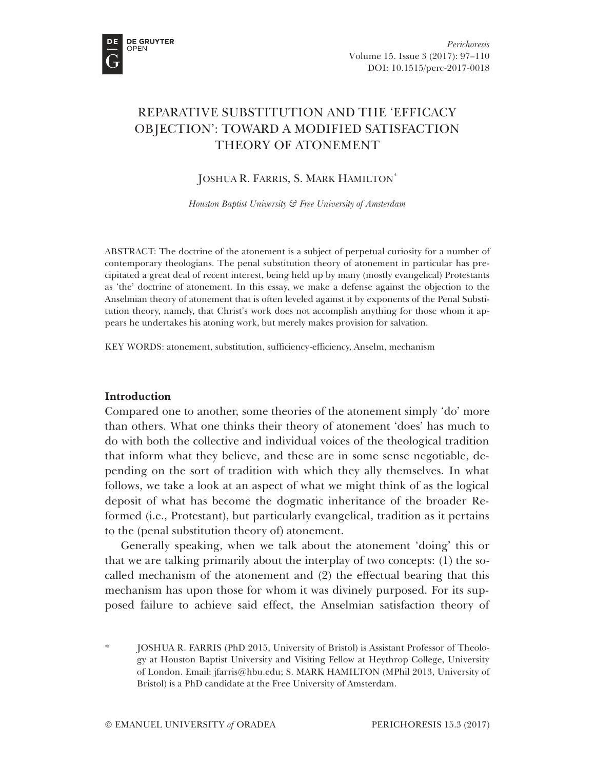# REPARATIVE SUBSTITUTION AND THE 'EFFICACY OBJECTION': TOWARD A MODIFIED SATISFACTION THEORY OF ATONEMENT

JOSHUA R. FARRIS, S. MARK HAMILTON*

*Houston Baptist University & Free University of Amsterdam*

ABSTRACT: The doctrine of the atonement is a subject of perpetual curiosity for a number of contemporary theologians. The penal substitution theory of atonement in particular has precipitated a great deal of recent interest, being held up by many (mostly evangelical) Protestants as 'the' doctrine of atonement. In this essay, we make a defense against the objection to the Anselmian theory of atonement that is often leveled against it by exponents of the Penal Substitution theory, namely, that Christ's work does not accomplish anything for those whom it appears he undertakes his atoning work, but merely makes provision for salvation.

KEY WORDS: atonement, substitution, sufficiency-efficiency, Anselm, mechanism

## Introduction

Compared one to another, some theories of the atonement simply 'do' more than others. What one thinks their theory of atonement 'does' has much to do with both the collective and individual voices of the theological tradition that inform what they believe, and these are in some sense negotiable, depending on the sort of tradition with which they ally themselves. In what follows, we take a look at an aspect of what we might think of as the logical deposit of what has become the dogmatic inheritance of the broader Reformed (i.e., Protestant), but particularly evangelical, tradition as it pertains to the (penal substitution theory of) atonement.

Generally speaking, when we talk about the atonement 'doing' this or that we are talking primarily about the interplay of two concepts: (1) the so-called mechanism of the atonement and (2) the effectual bearing that this mechanism has upon those for whom it was divinely purposed. For its supposed failure to achieve said effect, the Anselmian satisfaction theory of

\* JOSHUA R. FARRIS (PhD 2015, University of Bristol) is Assistant Professor of Theology at Houston Baptist University and Visiting Fellow at Heythrop College, University of London. Email: jfarris@hbu.edu; S. MARK HAMILTON (MPhil 2013, University of Bristol) is a PhD candidate at the Free University of Amsterdam.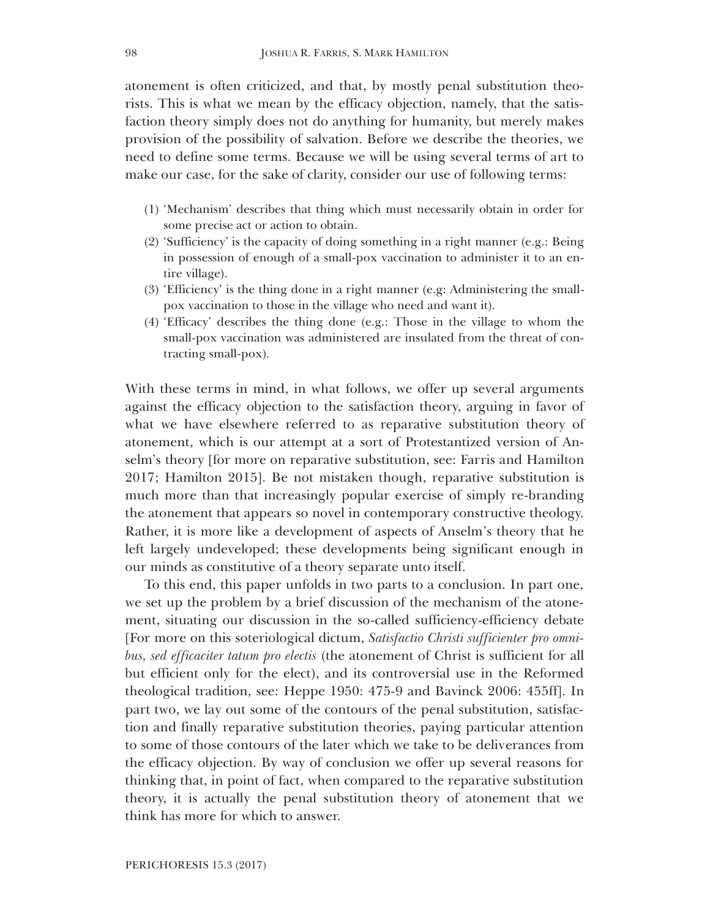atonement is often criticized, and that, by mostly penal substitution theorists. This is what we mean by the efficacy objection, namely, that the satisfaction theory simply does not do anything for humanity, but merely makes provision of the possibility of salvation. Before we describe the theories, we need to define some terms. Because we will be using several terms of art to make our case, for the sake of clarity, consider our use of following terms:

(1) 'Mechanism' describes that thing which must necessarily obtain in order for some precise act or action to obtain.
(2) 'Sufficiency' is the capacity of doing something in a right manner (e.g.: Being in possession of enough of a small-pox vaccination to administer it to an entire village).
(3) 'Efficiency' is the thing done in a right manner (e.g: Administering the small-pox vaccination to those in the village who need and want it).
(4) 'Efficacy' describes the thing done (e.g.: Those in the village to whom the small-pox vaccination was administered are insulated from the threat of contracting small-pox).

With these terms in mind, in what follows, we offer up several arguments against the efficacy objection to the satisfaction theory, arguing in favor of what we have elsewhere referred to as reparative substitution theory of atonement, which is our attempt at a sort of Protestantized version of Anselm's theory [for more on reparative substitution, see: Farris and Hamilton 2017; Hamilton 2015]. Be not mistaken though, reparative substitution is much more than that increasingly popular exercise of simply re-branding the atonement that appears so novel in contemporary constructive theology. Rather, it is more like a development of aspects of Anselm's theory that he left largely undeveloped; these developments being significant enough in our minds as constitutive of a theory separate unto itself.

To this end, this paper unfolds in two parts to a conclusion. In part one, we set up the problem by a brief discussion of the mechanism of the atonement, situating our discussion in the so-called sufficiency-efficiency debate [For more on this soteriological dictum, *Satisfactio Christi sufficienter pro omnibus, sed efficaciter tatum pro electis* (the atonement of Christ is sufficient for all but efficient only for the elect), and its controversial use in the Reformed theological tradition, see: Heppe 1950: 475-9 and Bavinck 2006: 455ff]. In part two, we lay out some of the contours of the penal substitution, satisfaction and finally reparative substitution theories, paying particular attention to some of those contours of the later which we take to be deliverances from the efficacy objection. By way of conclusion we offer up several reasons for thinking that, in point of fact, when compared to the reparative substitution theory, it is actually the penal substitution theory of atonement that we think has more for which to answer.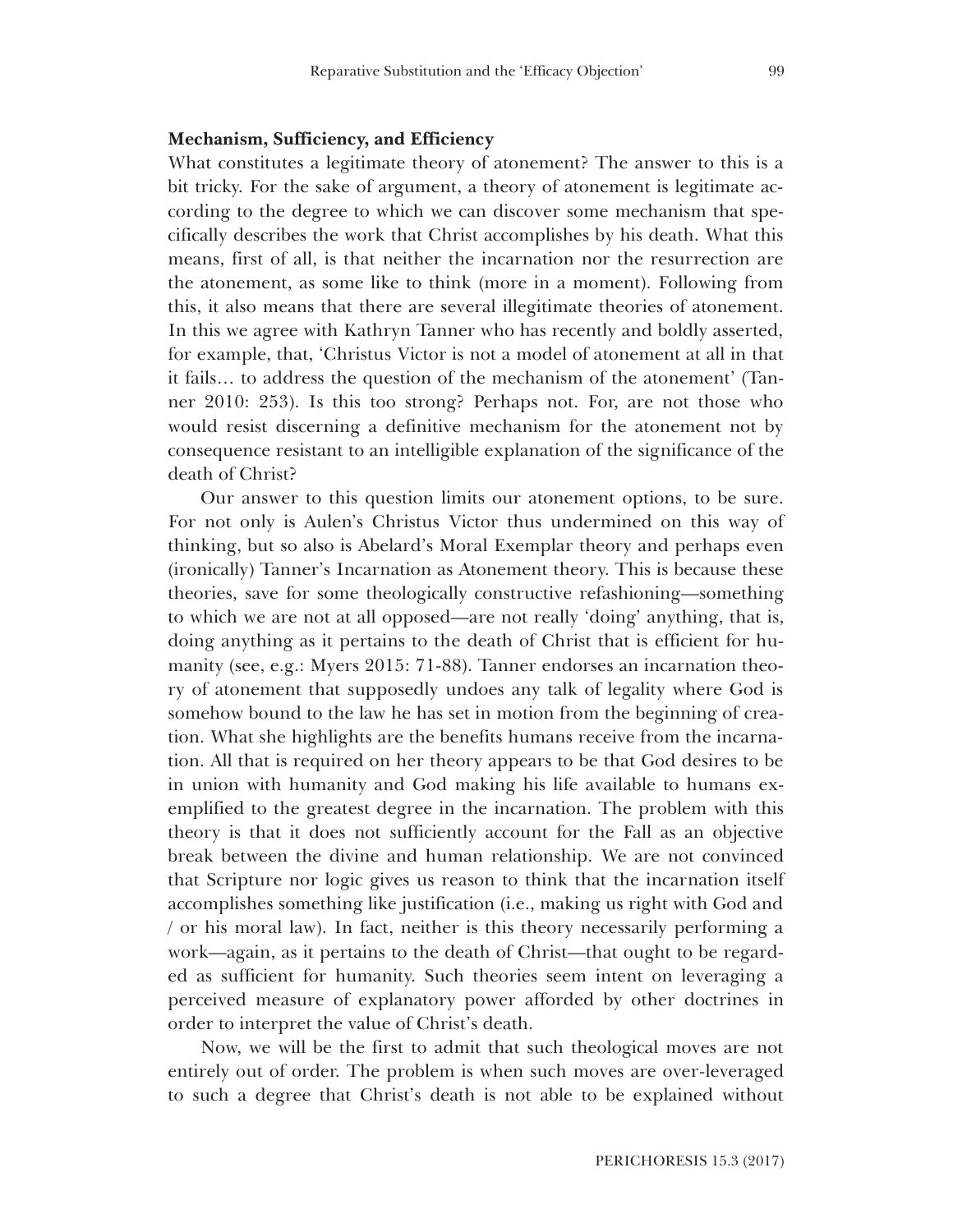**Mechanism, Sufficiency, and Efficiency**

What constitutes a legitimate theory of atonement? The answer to this is a bit tricky. For the sake of argument, a theory of atonement is legitimate according to the degree to which we can discover some mechanism that specifically describes the work that Christ accomplishes by his death. What this means, first of all, is that neither the incarnation nor the resurrection are the atonement, as some like to think (more in a moment). Following from this, it also means that there are several illegitimate theories of atonement. In this we agree with Kathryn Tanner who has recently and boldly asserted, for example, that, 'Christus Victor is not a model of atonement at all in that it fails… to address the question of the mechanism of the atonement' (Tanner 2010: 253). Is this too strong? Perhaps not. For, are not those who would resist discerning a definitive mechanism for the atonement not by consequence resistant to an intelligible explanation of the significance of the death of Christ?

Our answer to this question limits our atonement options, to be sure. For not only is Aulen's Christus Victor thus undermined on this way of thinking, but so also is Abelard's Moral Exemplar theory and perhaps even (ironically) Tanner's Incarnation as Atonement theory. This is because these theories, save for some theologically constructive refashioning—something to which we are not at all opposed—are not really 'doing' anything, that is, doing anything as it pertains to the death of Christ that is efficient for humanity (see, e.g.: Myers 2015: 71-88). Tanner endorses an incarnation theory of atonement that supposedly undoes any talk of legality where God is somehow bound to the law he has set in motion from the beginning of creation. What she highlights are the benefits humans receive from the incarnation. All that is required on her theory appears to be that God desires to be in union with humanity and God making his life available to humans exemplified to the greatest degree in the incarnation. The problem with this theory is that it does not sufficiently account for the Fall as an objective break between the divine and human relationship. We are not convinced that Scripture nor logic gives us reason to think that the incarnation itself accomplishes something like justification (i.e., making us right with God and / or his moral law). In fact, neither is this theory necessarily performing a work—again, as it pertains to the death of Christ—that ought to be regarded as sufficient for humanity. Such theories seem intent on leveraging a perceived measure of explanatory power afforded by other doctrines in order to interpret the value of Christ's death.

Now, we will be the first to admit that such theological moves are not entirely out of order. The problem is when such moves are over-leveraged to such a degree that Christ's death is not able to be explained without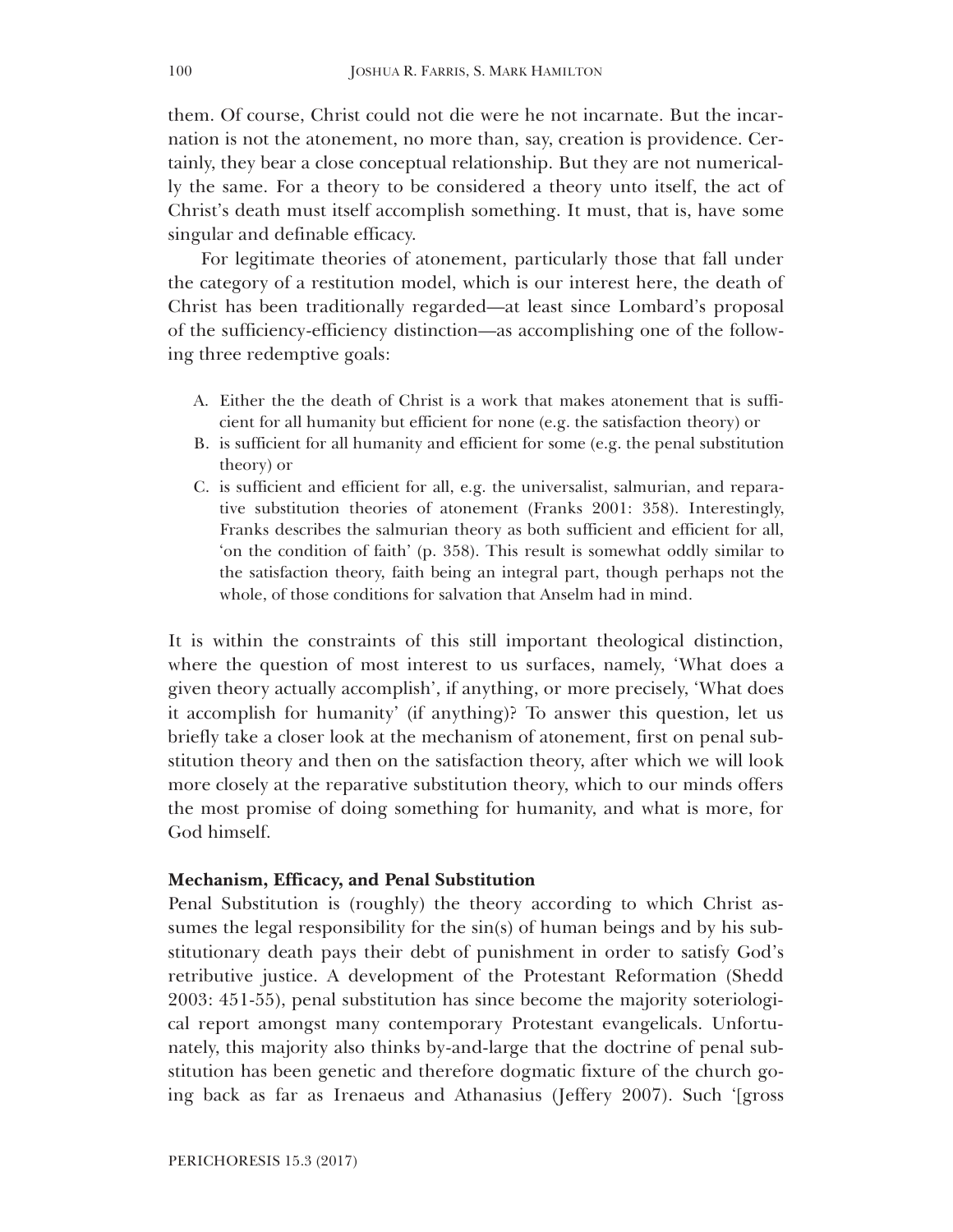them. Of course, Christ could not die were he not incarnate. But the incarnation is not the atonement, no more than, say, creation is providence. Certainly, they bear a close conceptual relationship. But they are not numerically the same. For a theory to be considered a theory unto itself, the act of Christ's death must itself accomplish something. It must, that is, have some singular and definable efficacy.

For legitimate theories of atonement, particularly those that fall under the category of a restitution model, which is our interest here, the death of Christ has been traditionally regarded—at least since Lombard's proposal of the sufficiency-efficiency distinction—as accomplishing one of the following three redemptive goals:

A. Either the the death of Christ is a work that makes atonement that is sufficient for all humanity but efficient for none (e.g. the satisfaction theory) or
B. is sufficient for all humanity and efficient for some (e.g. the penal substitution theory) or
C. is sufficient and efficient for all, e.g. the universalist, salmurian, and reparative substitution theories of atonement (Franks 2001: 358). Interestingly, Franks describes the salmurian theory as both sufficient and efficient for all, 'on the condition of faith' (p. 358). This result is somewhat oddly similar to the satisfaction theory, faith being an integral part, though perhaps not the whole, of those conditions for salvation that Anselm had in mind.

It is within the constraints of this still important theological distinction, where the question of most interest to us surfaces, namely, 'What does a given theory actually accomplish', if anything, or more precisely, 'What does it accomplish for humanity' (if anything)? To answer this question, let us briefly take a closer look at the mechanism of atonement, first on penal substitution theory and then on the satisfaction theory, after which we will look more closely at the reparative substitution theory, which to our minds offers the most promise of doing something for humanity, and what is more, for God himself.

**Mechanism, Efficacy, and Penal Substitution**

Penal Substitution is (roughly) the theory according to which Christ assumes the legal responsibility for the sin(s) of human beings and by his substitutionary death pays their debt of punishment in order to satisfy God's retributive justice. A development of the Protestant Reformation (Shedd 2003: 451-55), penal substitution has since become the majority soteriological report amongst many contemporary Protestant evangelicals. Unfortunately, this majority also thinks by-and-large that the doctrine of penal substitution has been genetic and therefore dogmatic fixture of the church going back as far as Irenaeus and Athanasius (Jeffery 2007). Such '[gross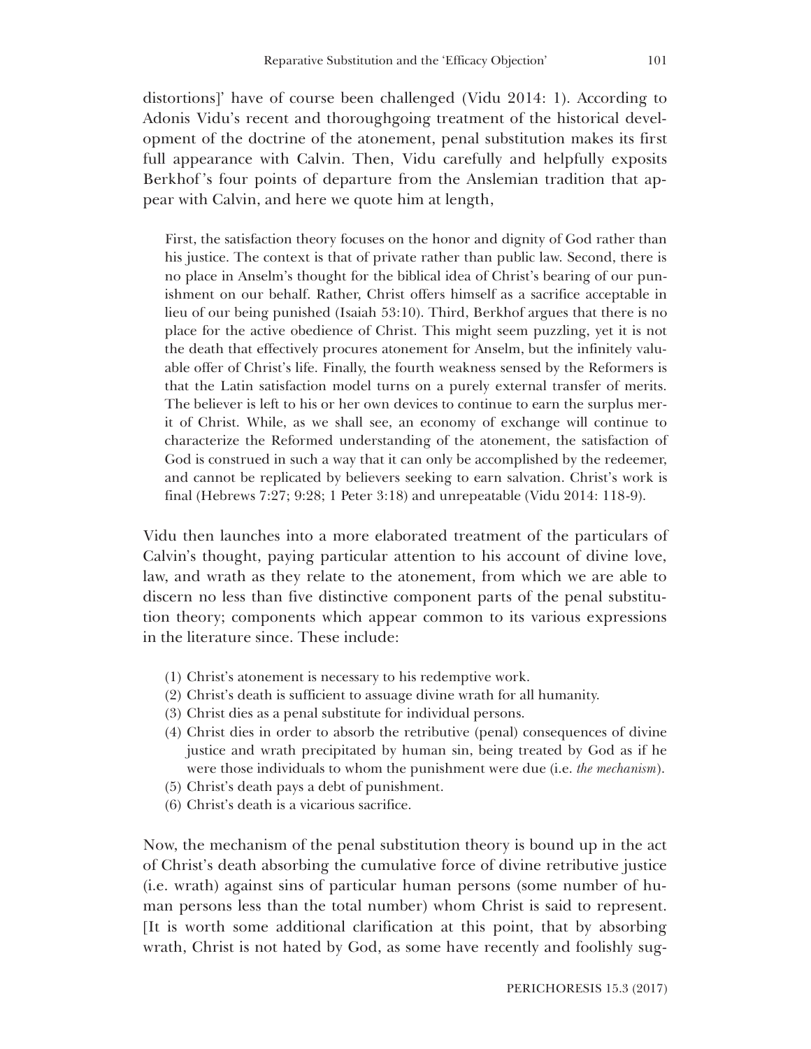distortions]' have of course been challenged (Vidu 2014: 1). According to Adonis Vidu's recent and thoroughgoing treatment of the historical development of the doctrine of the atonement, penal substitution makes its first full appearance with Calvin. Then, Vidu carefully and helpfully exposits Berkhof's four points of departure from the Anslemian tradition that appear with Calvin, and here we quote him at length,

> First, the satisfaction theory focuses on the honor and dignity of God rather than his justice. The context is that of private rather than public law. Second, there is no place in Anselm's thought for the biblical idea of Christ's bearing of our punishment on our behalf. Rather, Christ offers himself as a sacrifice acceptable in lieu of our being punished (Isaiah 53:10). Third, Berkhof argues that there is no place for the active obedience of Christ. This might seem puzzling, yet it is not the death that effectively procures atonement for Anselm, but the infinitely valuable offer of Christ's life. Finally, the fourth weakness sensed by the Reformers is that the Latin satisfaction model turns on a purely external transfer of merits. The believer is left to his or her own devices to continue to earn the surplus merit of Christ. While, as we shall see, an economy of exchange will continue to characterize the Reformed understanding of the atonement, the satisfaction of God is construed in such a way that it can only be accomplished by the redeemer, and cannot be replicated by believers seeking to earn salvation. Christ's work is final (Hebrews 7:27; 9:28; 1 Peter 3:18) and unrepeatable (Vidu 2014: 118-9).

Vidu then launches into a more elaborated treatment of the particulars of Calvin's thought, paying particular attention to his account of divine love, law, and wrath as they relate to the atonement, from which we are able to discern no less than five distinctive component parts of the penal substitution theory; components which appear common to its various expressions in the literature since. These include:

(1) Christ's atonement is necessary to his redemptive work.
(2) Christ's death is sufficient to assuage divine wrath for all humanity.
(3) Christ dies as a penal substitute for individual persons.
(4) Christ dies in order to absorb the retributive (penal) consequences of divine justice and wrath precipitated by human sin, being treated by God as if he were those individuals to whom the punishment were due (i.e. *the mechanism*).
(5) Christ's death pays a debt of punishment.
(6) Christ's death is a vicarious sacrifice.

Now, the mechanism of the penal substitution theory is bound up in the act of Christ's death absorbing the cumulative force of divine retributive justice (i.e. wrath) against sins of particular human persons (some number of human persons less than the total number) whom Christ is said to represent. [It is worth some additional clarification at this point, that by absorbing wrath, Christ is not hated by God, as some have recently and foolishly sug-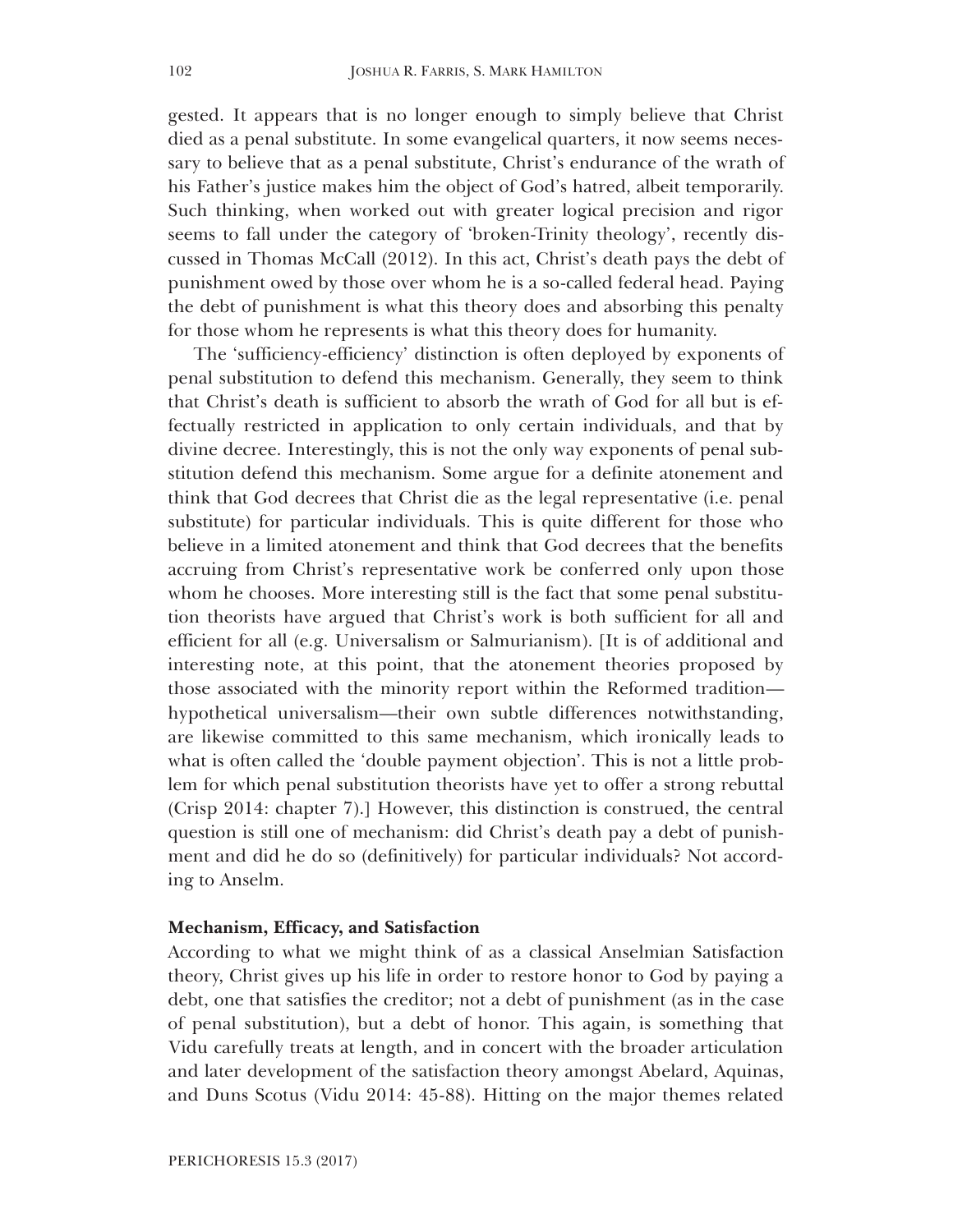gested. It appears that is no longer enough to simply believe that Christ died as a penal substitute. In some evangelical quarters, it now seems necessary to believe that as a penal substitute, Christ's endurance of the wrath of his Father's justice makes him the object of God's hatred, albeit temporarily. Such thinking, when worked out with greater logical precision and rigor seems to fall under the category of 'broken-Trinity theology', recently discussed in Thomas McCall (2012). In this act, Christ's death pays the debt of punishment owed by those over whom he is a so-called federal head. Paying the debt of punishment is what this theory does and absorbing this penalty for those whom he represents is what this theory does for humanity.

The 'sufficiency-efficiency' distinction is often deployed by exponents of penal substitution to defend this mechanism. Generally, they seem to think that Christ's death is sufficient to absorb the wrath of God for all but is effectually restricted in application to only certain individuals, and that by divine decree. Interestingly, this is not the only way exponents of penal substitution defend this mechanism. Some argue for a definite atonement and think that God decrees that Christ die as the legal representative (i.e. penal substitute) for particular individuals. This is quite different for those who believe in a limited atonement and think that God decrees that the benefits accruing from Christ's representative work be conferred only upon those whom he chooses. More interesting still is the fact that some penal substitution theorists have argued that Christ's work is both sufficient for all and efficient for all (e.g. Universalism or Salmurianism). [It is of additional and interesting note, at this point, that the atonement theories proposed by those associated with the minority report within the Reformed tradition—hypothetical universalism—their own subtle differences notwithstanding, are likewise committed to this same mechanism, which ironically leads to what is often called the 'double payment objection'. This is not a little problem for which penal substitution theorists have yet to offer a strong rebuttal (Crisp 2014: chapter 7).] However, this distinction is construed, the central question is still one of mechanism: did Christ's death pay a debt of punishment and did he do so (definitively) for particular individuals? Not according to Anselm.

**Mechanism, Efficacy, and Satisfaction**

According to what we might think of as a classical Anselmian Satisfaction theory, Christ gives up his life in order to restore honor to God by paying a debt, one that satisfies the creditor; not a debt of punishment (as in the case of penal substitution), but a debt of honor. This again, is something that Vidu carefully treats at length, and in concert with the broader articulation and later development of the satisfaction theory amongst Abelard, Aquinas, and Duns Scotus (Vidu 2014: 45-88). Hitting on the major themes related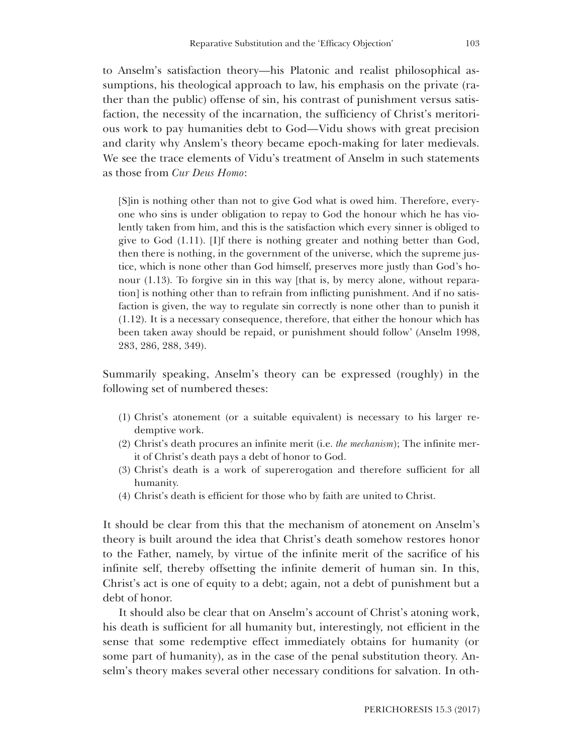to Anselm's satisfaction theory—his Platonic and realist philosophical assumptions, his theological approach to law, his emphasis on the private (rather than the public) offense of sin, his contrast of punishment versus satisfaction, the necessity of the incarnation, the sufficiency of Christ's meritorious work to pay humanities debt to God—Vidu shows with great precision and clarity why Anslem's theory became epoch-making for later medievals. We see the trace elements of Vidu's treatment of Anselm in such statements as those from *Cur Deus Homo*:

> [S]in is nothing other than not to give God what is owed him. Therefore, everyone who sins is under obligation to repay to God the honour which he has violently taken from him, and this is the satisfaction which every sinner is obliged to give to God (1.11). [I]f there is nothing greater and nothing better than God, then there is nothing, in the government of the universe, which the supreme justice, which is none other than God himself, preserves more justly than God's honour (1.13). To forgive sin in this way [that is, by mercy alone, without reparation] is nothing other than to refrain from inflicting punishment. And if no satisfaction is given, the way to regulate sin correctly is none other than to punish it (1.12). It is a necessary consequence, therefore, that either the honour which has been taken away should be repaid, or punishment should follow' (Anselm 1998, 283, 286, 288, 349).

Summarily speaking, Anselm's theory can be expressed (roughly) in the following set of numbered theses:

(1) Christ's atonement (or a suitable equivalent) is necessary to his larger redemptive work.
(2) Christ's death procures an infinite merit (i.e. *the mechanism*); The infinite merit of Christ's death pays a debt of honor to God.
(3) Christ's death is a work of supererogation and therefore sufficient for all humanity.
(4) Christ's death is efficient for those who by faith are united to Christ.

It should be clear from this that the mechanism of atonement on Anselm's theory is built around the idea that Christ's death somehow restores honor to the Father, namely, by virtue of the infinite merit of the sacrifice of his infinite self, thereby offsetting the infinite demerit of human sin. In this, Christ's act is one of equity to a debt; again, not a debt of punishment but a debt of honor.

It should also be clear that on Anselm's account of Christ's atoning work, his death is sufficient for all humanity but, interestingly, not efficient in the sense that some redemptive effect immediately obtains for humanity (or some part of humanity), as in the case of the penal substitution theory. Anselm's theory makes several other necessary conditions for salvation. In oth-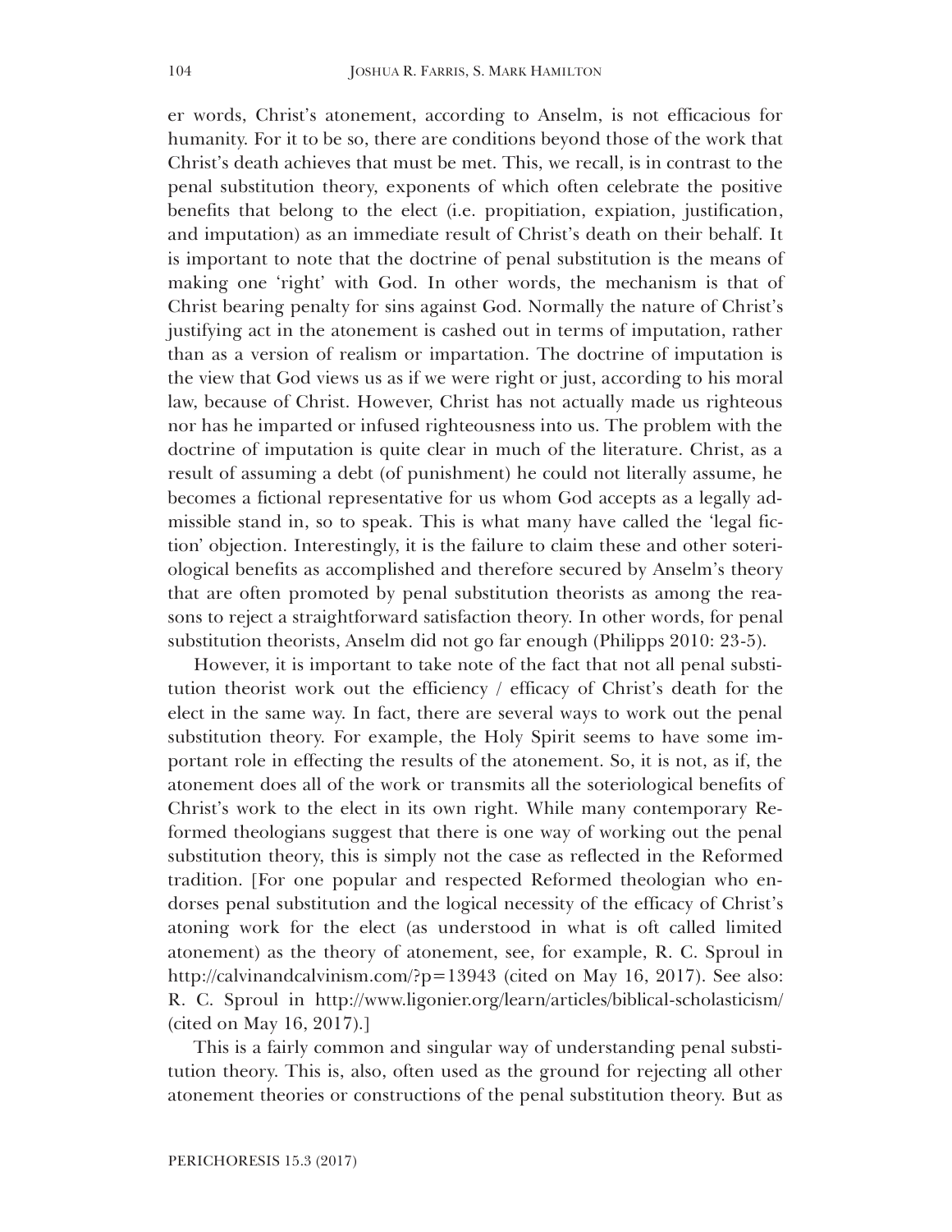er words, Christ's atonement, according to Anselm, is not efficacious for humanity. For it to be so, there are conditions beyond those of the work that Christ's death achieves that must be met. This, we recall, is in contrast to the penal substitution theory, exponents of which often celebrate the positive benefits that belong to the elect (i.e. propitiation, expiation, justification, and imputation) as an immediate result of Christ's death on their behalf. It is important to note that the doctrine of penal substitution is the means of making one 'right' with God. In other words, the mechanism is that of Christ bearing penalty for sins against God. Normally the nature of Christ's justifying act in the atonement is cashed out in terms of imputation, rather than as a version of realism or impartation. The doctrine of imputation is the view that God views us as if we were right or just, according to his moral law, because of Christ. However, Christ has not actually made us righteous nor has he imparted or infused righteousness into us. The problem with the doctrine of imputation is quite clear in much of the literature. Christ, as a result of assuming a debt (of punishment) he could not literally assume, he becomes a fictional representative for us whom God accepts as a legally admissible stand in, so to speak. This is what many have called the 'legal fiction' objection. Interestingly, it is the failure to claim these and other soteriological benefits as accomplished and therefore secured by Anselm's theory that are often promoted by penal substitution theorists as among the reasons to reject a straightforward satisfaction theory. In other words, for penal substitution theorists, Anselm did not go far enough (Philipps 2010: 23-5).

However, it is important to take note of the fact that not all penal substitution theorist work out the efficiency / efficacy of Christ's death for the elect in the same way. In fact, there are several ways to work out the penal substitution theory. For example, the Holy Spirit seems to have some important role in effecting the results of the atonement. So, it is not, as if, the atonement does all of the work or transmits all the soteriological benefits of Christ's work to the elect in its own right. While many contemporary Reformed theologians suggest that there is one way of working out the penal substitution theory, this is simply not the case as reflected in the Reformed tradition. [For one popular and respected Reformed theologian who endorses penal substitution and the logical necessity of the efficacy of Christ's atoning work for the elect (as understood in what is oft called limited atonement) as the theory of atonement, see, for example, R. C. Sproul in http://calvinandcalvinism.com/?p=13943 (cited on May 16, 2017). See also: R. C. Sproul in http://www.ligonier.org/learn/articles/biblical-scholasticism/ (cited on May 16, 2017).]

This is a fairly common and singular way of understanding penal substitution theory. This is, also, often used as the ground for rejecting all other atonement theories or constructions of the penal substitution theory. But as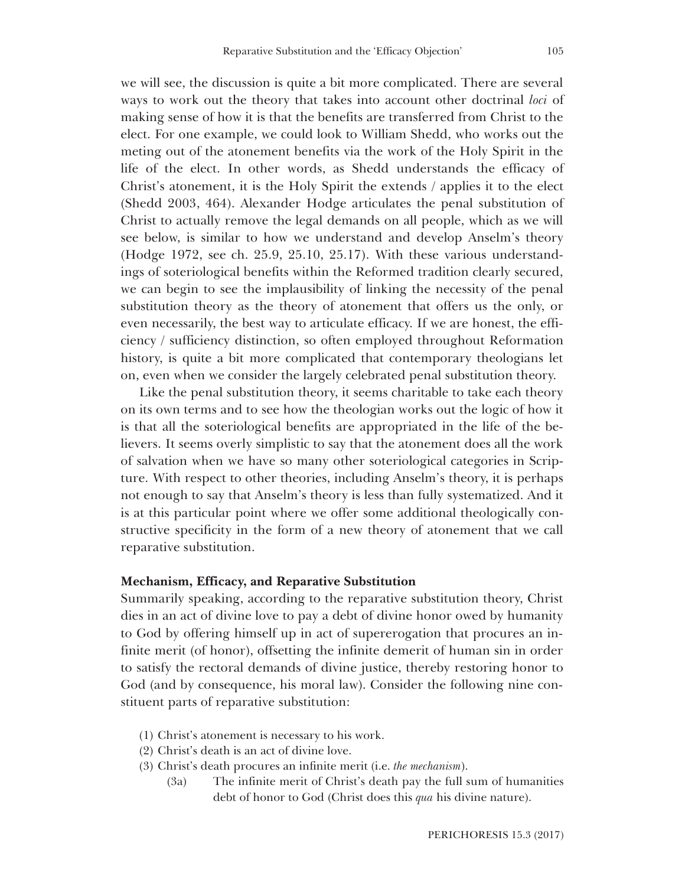we will see, the discussion is quite a bit more complicated. There are several ways to work out the theory that takes into account other doctrinal *loci* of making sense of how it is that the benefits are transferred from Christ to the elect. For one example, we could look to William Shedd, who works out the meting out of the atonement benefits via the work of the Holy Spirit in the life of the elect. In other words, as Shedd understands the efficacy of Christ's atonement, it is the Holy Spirit the extends / applies it to the elect (Shedd 2003, 464). Alexander Hodge articulates the penal substitution of Christ to actually remove the legal demands on all people, which as we will see below, is similar to how we understand and develop Anselm's theory (Hodge 1972, see ch. 25.9, 25.10, 25.17). With these various understandings of soteriological benefits within the Reformed tradition clearly secured, we can begin to see the implausibility of linking the necessity of the penal substitution theory as the theory of atonement that offers us the only, or even necessarily, the best way to articulate efficacy. If we are honest, the efficiency / sufficiency distinction, so often employed throughout Reformation history, is quite a bit more complicated that contemporary theologians let on, even when we consider the largely celebrated penal substitution theory.

Like the penal substitution theory, it seems charitable to take each theory on its own terms and to see how the theologian works out the logic of how it is that all the soteriological benefits are appropriated in the life of the believers. It seems overly simplistic to say that the atonement does all the work of salvation when we have so many other soteriological categories in Scripture. With respect to other theories, including Anselm's theory, it is perhaps not enough to say that Anselm's theory is less than fully systematized. And it is at this particular point where we offer some additional theologically constructive specificity in the form of a new theory of atonement that we call reparative substitution.

**Mechanism, Efficacy, and Reparative Substitution**

Summarily speaking, according to the reparative substitution theory, Christ dies in an act of divine love to pay a debt of divine honor owed by humanity to God by offering himself up in act of supererogation that procures an infinite merit (of honor), offsetting the infinite demerit of human sin in order to satisfy the rectoral demands of divine justice, thereby restoring honor to God (and by consequence, his moral law). Consider the following nine constituent parts of reparative substitution:

(1) Christ's atonement is necessary to his work.
(2) Christ's death is an act of divine love.
(3) Christ's death procures an infinite merit (i.e. *the mechanism*).
  (3a) The infinite merit of Christ's death pay the full sum of humanities debt of honor to God (Christ does this *qua* his divine nature).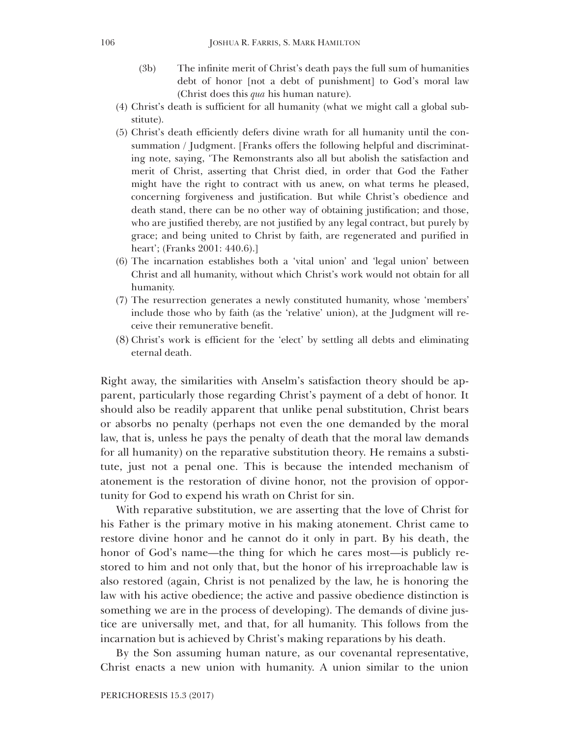(3b) The infinite merit of Christ's death pays the full sum of humanities debt of honor [not a debt of punishment] to God's moral law (Christ does this *qua* his human nature).

(4) Christ's death is sufficient for all humanity (what we might call a global substitute).

(5) Christ's death efficiently defers divine wrath for all humanity until the consummation / Judgment. [Franks offers the following helpful and discriminating note, saying, 'The Remonstrants also all but abolish the satisfaction and merit of Christ, asserting that Christ died, in order that God the Father might have the right to contract with us anew, on what terms he pleased, concerning forgiveness and justification. But while Christ's obedience and death stand, there can be no other way of obtaining justification; and those, who are justified thereby, are not justified by any legal contract, but purely by grace; and being united to Christ by faith, are regenerated and purified in heart'; (Franks 2001: 440.6).]

(6) The incarnation establishes both a 'vital union' and 'legal union' between Christ and all humanity, without which Christ's work would not obtain for all humanity.

(7) The resurrection generates a newly constituted humanity, whose 'members' include those who by faith (as the 'relative' union), at the Judgment will receive their remunerative benefit.

(8) Christ's work is efficient for the 'elect' by settling all debts and eliminating eternal death.

Right away, the similarities with Anselm's satisfaction theory should be apparent, particularly those regarding Christ's payment of a debt of honor. It should also be readily apparent that unlike penal substitution, Christ bears or absorbs no penalty (perhaps not even the one demanded by the moral law, that is, unless he pays the penalty of death that the moral law demands for all humanity) on the reparative substitution theory. He remains a substitute, just not a penal one. This is because the intended mechanism of atonement is the restoration of divine honor, not the provision of opportunity for God to expend his wrath on Christ for sin.

With reparative substitution, we are asserting that the love of Christ for his Father is the primary motive in his making atonement. Christ came to restore divine honor and he cannot do it only in part. By his death, the honor of God's name—the thing for which he cares most—is publicly restored to him and not only that, but the honor of his irreproachable law is also restored (again, Christ is not penalized by the law, he is honoring the law with his active obedience; the active and passive obedience distinction is something we are in the process of developing). The demands of divine justice are universally met, and that, for all humanity. This follows from the incarnation but is achieved by Christ's making reparations by his death.

By the Son assuming human nature, as our covenantal representative, Christ enacts a new union with humanity. A union similar to the union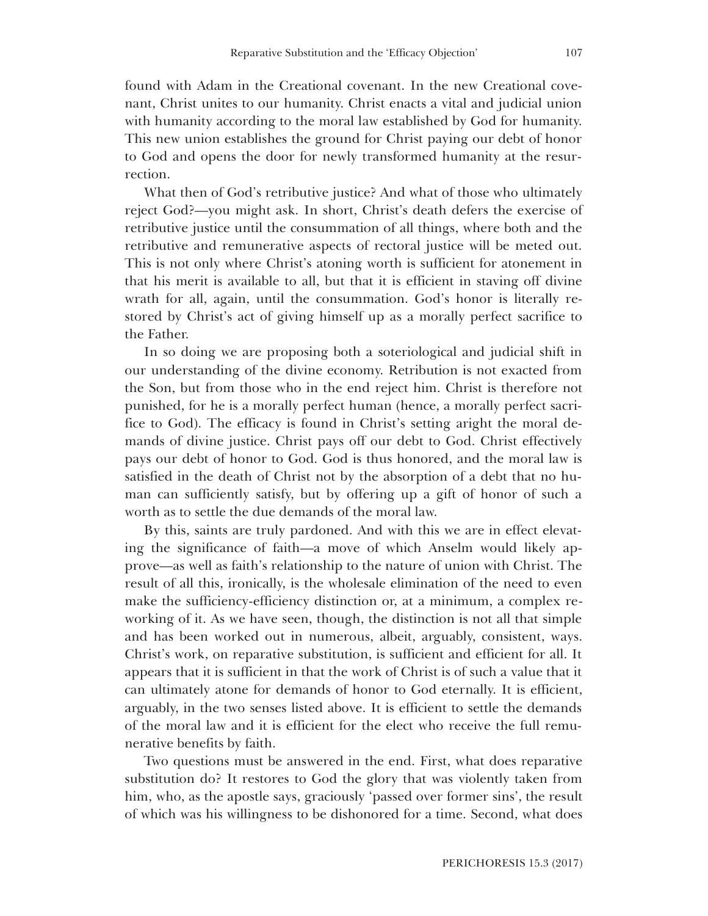found with Adam in the Creational covenant. In the new Creational covenant, Christ unites to our humanity. Christ enacts a vital and judicial union with humanity according to the moral law established by God for humanity. This new union establishes the ground for Christ paying our debt of honor to God and opens the door for newly transformed humanity at the resurrection.

What then of God's retributive justice? And what of those who ultimately reject God?—you might ask. In short, Christ's death defers the exercise of retributive justice until the consummation of all things, where both and the retributive and remunerative aspects of rectoral justice will be meted out. This is not only where Christ's atoning worth is sufficient for atonement in that his merit is available to all, but that it is efficient in staving off divine wrath for all, again, until the consummation. God's honor is literally restored by Christ's act of giving himself up as a morally perfect sacrifice to the Father.

In so doing we are proposing both a soteriological and judicial shift in our understanding of the divine economy. Retribution is not exacted from the Son, but from those who in the end reject him. Christ is therefore not punished, for he is a morally perfect human (hence, a morally perfect sacrifice to God). The efficacy is found in Christ's setting aright the moral demands of divine justice. Christ pays off our debt to God. Christ effectively pays our debt of honor to God. God is thus honored, and the moral law is satisfied in the death of Christ not by the absorption of a debt that no human can sufficiently satisfy, but by offering up a gift of honor of such a worth as to settle the due demands of the moral law.

By this, saints are truly pardoned. And with this we are in effect elevating the significance of faith—a move of which Anselm would likely approve—as well as faith's relationship to the nature of union with Christ. The result of all this, ironically, is the wholesale elimination of the need to even make the sufficiency-efficiency distinction or, at a minimum, a complex reworking of it. As we have seen, though, the distinction is not all that simple and has been worked out in numerous, albeit, arguably, consistent, ways. Christ's work, on reparative substitution, is sufficient and efficient for all. It appears that it is sufficient in that the work of Christ is of such a value that it can ultimately atone for demands of honor to God eternally. It is efficient, arguably, in the two senses listed above. It is efficient to settle the demands of the moral law and it is efficient for the elect who receive the full remunerative benefits by faith.

Two questions must be answered in the end. First, what does reparative substitution do? It restores to God the glory that was violently taken from him, who, as the apostle says, graciously 'passed over former sins', the result of which was his willingness to be dishonored for a time. Second, what does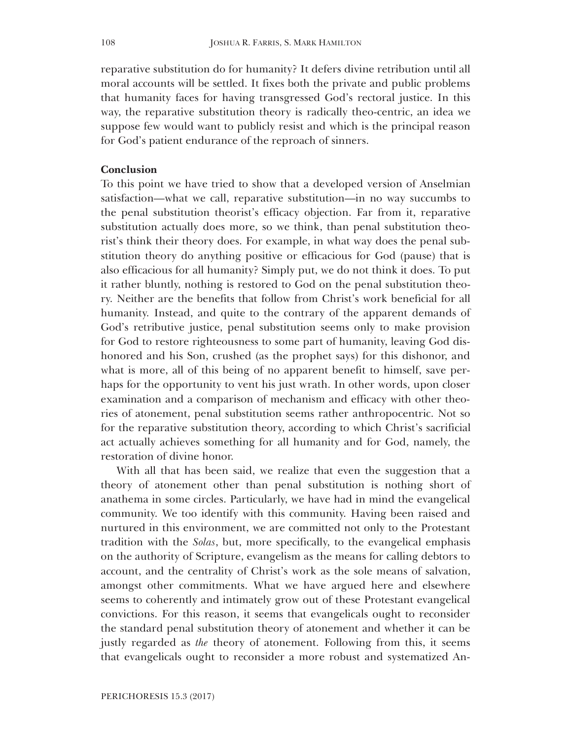reparative substitution do for humanity? It defers divine retribution until all moral accounts will be settled. It fixes both the private and public problems that humanity faces for having transgressed God's rectoral justice. In this way, the reparative substitution theory is radically theo-centric, an idea we suppose few would want to publicly resist and which is the principal reason for God's patient endurance of the reproach of sinners.

**Conclusion**

To this point we have tried to show that a developed version of Anselmian satisfaction—what we call, reparative substitution—in no way succumbs to the penal substitution theorist's efficacy objection. Far from it, reparative substitution actually does more, so we think, than penal substitution theorist's think their theory does. For example, in what way does the penal substitution theory do anything positive or efficacious for God (pause) that is also efficacious for all humanity? Simply put, we do not think it does. To put it rather bluntly, nothing is restored to God on the penal substitution theory. Neither are the benefits that follow from Christ's work beneficial for all humanity. Instead, and quite to the contrary of the apparent demands of God's retributive justice, penal substitution seems only to make provision for God to restore righteousness to some part of humanity, leaving God dishonored and his Son, crushed (as the prophet says) for this dishonor, and what is more, all of this being of no apparent benefit to himself, save perhaps for the opportunity to vent his just wrath. In other words, upon closer examination and a comparison of mechanism and efficacy with other theories of atonement, penal substitution seems rather anthropocentric. Not so for the reparative substitution theory, according to which Christ's sacrificial act actually achieves something for all humanity and for God, namely, the restoration of divine honor.

With all that has been said, we realize that even the suggestion that a theory of atonement other than penal substitution is nothing short of anathema in some circles. Particularly, we have had in mind the evangelical community. We too identify with this community. Having been raised and nurtured in this environment, we are committed not only to the Protestant tradition with the *Solas*, but, more specifically, to the evangelical emphasis on the authority of Scripture, evangelism as the means for calling debtors to account, and the centrality of Christ's work as the sole means of salvation, amongst other commitments. What we have argued here and elsewhere seems to coherently and intimately grow out of these Protestant evangelical convictions. For this reason, it seems that evangelicals ought to reconsider the standard penal substitution theory of atonement and whether it can be justly regarded as *the* theory of atonement. Following from this, it seems that evangelicals ought to reconsider a more robust and systematized An-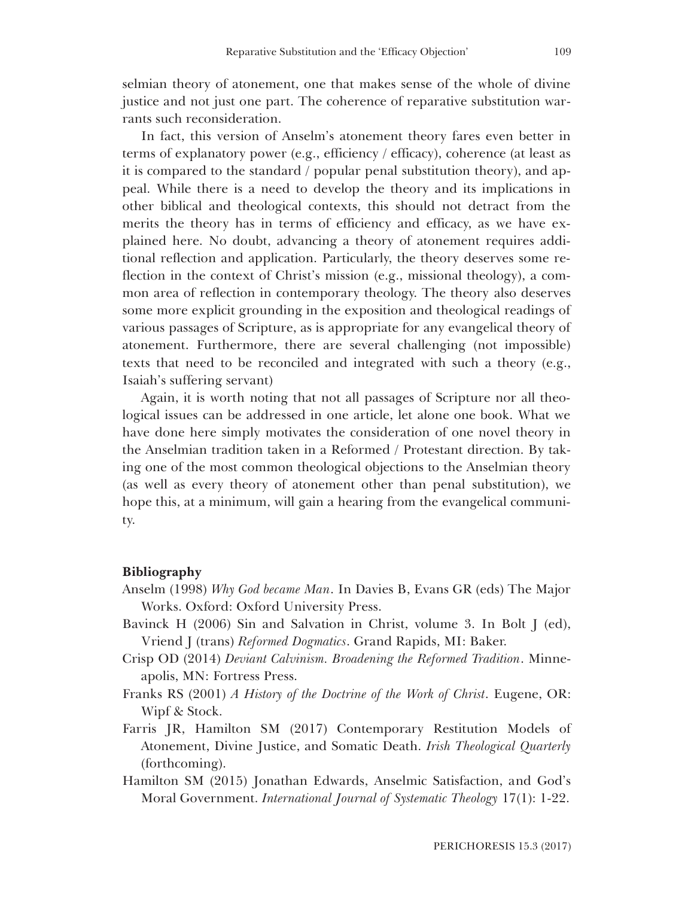selmian theory of atonement, one that makes sense of the whole of divine justice and not just one part. The coherence of reparative substitution warrants such reconsideration.

In fact, this version of Anselm's atonement theory fares even better in terms of explanatory power (e.g., efficiency / efficacy), coherence (at least as it is compared to the standard / popular penal substitution theory), and appeal. While there is a need to develop the theory and its implications in other biblical and theological contexts, this should not detract from the merits the theory has in terms of efficiency and efficacy, as we have explained here. No doubt, advancing a theory of atonement requires additional reflection and application. Particularly, the theory deserves some reflection in the context of Christ's mission (e.g., missional theology), a common area of reflection in contemporary theology. The theory also deserves some more explicit grounding in the exposition and theological readings of various passages of Scripture, as is appropriate for any evangelical theory of atonement. Furthermore, there are several challenging (not impossible) texts that need to be reconciled and integrated with such a theory (e.g., Isaiah's suffering servant)

Again, it is worth noting that not all passages of Scripture nor all theological issues can be addressed in one article, let alone one book. What we have done here simply motivates the consideration of one novel theory in the Anselmian tradition taken in a Reformed / Protestant direction. By taking one of the most common theological objections to the Anselmian theory (as well as every theory of atonement other than penal substitution), we hope this, at a minimum, will gain a hearing from the evangelical community.

## Bibliography

Anselm (1998) *Why God became Man*. In Davies B, Evans GR (eds) The Major Works. Oxford: Oxford University Press.

Bavinck H (2006) Sin and Salvation in Christ, volume 3. In Bolt J (ed), Vriend J (trans) *Reformed Dogmatics*. Grand Rapids, MI: Baker.

Crisp OD (2014) *Deviant Calvinism. Broadening the Reformed Tradition*. Minneapolis, MN: Fortress Press.

Franks RS (2001) *A History of the Doctrine of the Work of Christ*. Eugene, OR: Wipf & Stock.

Farris JR, Hamilton SM (2017) Contemporary Restitution Models of Atonement, Divine Justice, and Somatic Death. *Irish Theological Quarterly* (forthcoming).

Hamilton SM (2015) Jonathan Edwards, Anselmic Satisfaction, and God's Moral Government. *International Journal of Systematic Theology* 17(1): 1-22.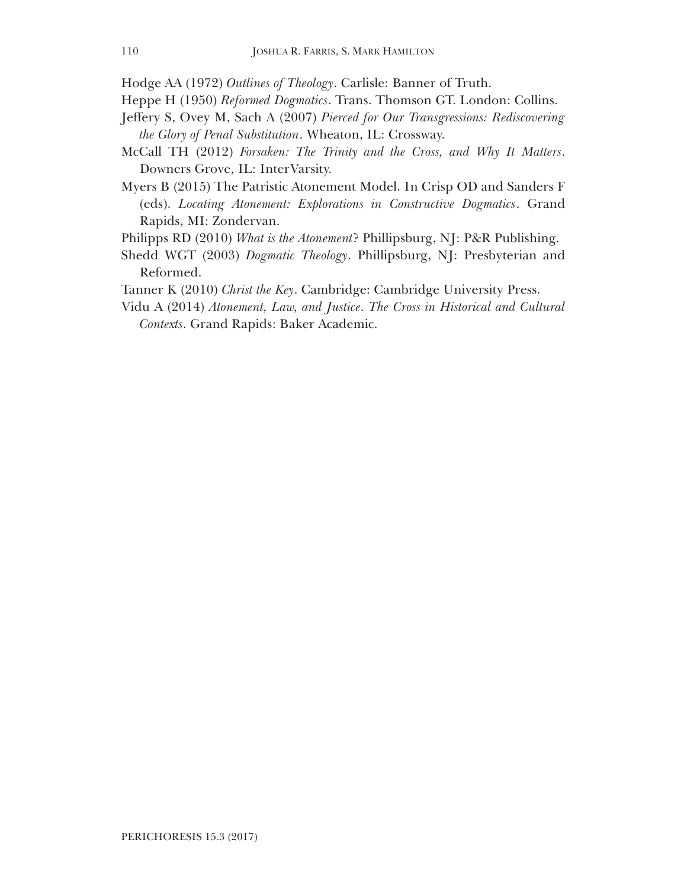Hodge AA (1972) *Outlines of Theology*. Carlisle: Banner of Truth.

Heppe H (1950) *Reformed Dogmatics*. Trans. Thomson GT. London: Collins.

Jeffery S, Ovey M, Sach A (2007) *Pierced for Our Transgressions: Rediscovering the Glory of Penal Substitution*. Wheaton, IL: Crossway.

McCall TH (2012) *Forsaken: The Trinity and the Cross, and Why It Matters*. Downers Grove, IL: InterVarsity.

Myers B (2015) The Patristic Atonement Model. In Crisp OD and Sanders F (eds). *Locating Atonement: Explorations in Constructive Dogmatics*. Grand Rapids, MI: Zondervan.

Philipps RD (2010) *What is the Atonement*? Phillipsburg, NJ: P&R Publishing.

Shedd WGT (2003) *Dogmatic Theology*. Phillipsburg, NJ: Presbyterian and Reformed.

Tanner K (2010) *Christ the Key*. Cambridge: Cambridge University Press.

Vidu A (2014) *Atonement, Law, and Justice. The Cross in Historical and Cultural Contexts*. Grand Rapids: Baker Academic.